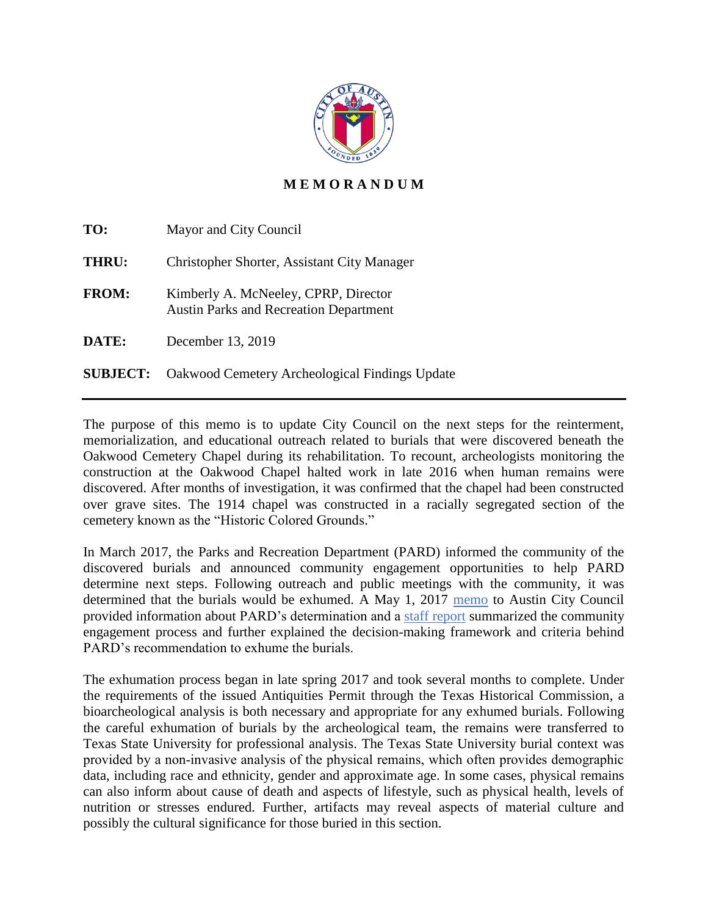# MEMORANDUM

| | |
|---|---|
| **TO:** | Mayor and City Council |
| **THRU:** | Christopher Shorter, Assistant City Manager |
| **FROM:** | Kimberly A. McNeeley, CPRP, Director<br>Austin Parks and Recreation Department |
| **DATE:** | December 13, 2019 |
| **SUBJECT:** | Oakwood Cemetery Archeological Findings Update |

---

The purpose of this memo is to update City Council on the next steps for the reinterment, memorialization, and educational outreach related to burials that were discovered beneath the Oakwood Cemetery Chapel during its rehabilitation. To recount, archeologists monitoring the construction at the Oakwood Chapel halted work in late 2016 when human remains were discovered. After months of investigation, it was confirmed that the chapel had been constructed over grave sites. The 1914 chapel was constructed in a racially segregated section of the cemetery known as the "Historic Colored Grounds."

In March 2017, the Parks and Recreation Department (PARD) informed the community of the discovered burials and announced community engagement opportunities to help PARD determine next steps. Following outreach and public meetings with the community, it was determined that the burials would be exhumed. A May 1, 2017 memo to Austin City Council provided information about PARD's determination and a staff report summarized the community engagement process and further explained the decision-making framework and criteria behind PARD's recommendation to exhume the burials.

The exhumation process began in late spring 2017 and took several months to complete. Under the requirements of the issued Antiquities Permit through the Texas Historical Commission, a bioarcheological analysis is both necessary and appropriate for any exhumed burials. Following the careful exhumation of burials by the archeological team, the remains were transferred to Texas State University for professional analysis. The Texas State University burial context was provided by a non-invasive analysis of the physical remains, which often provides demographic data, including race and ethnicity, gender and approximate age. In some cases, physical remains can also inform about cause of death and aspects of lifestyle, such as physical health, levels of nutrition or stresses endured. Further, artifacts may reveal aspects of material culture and possibly the cultural significance for those buried in this section.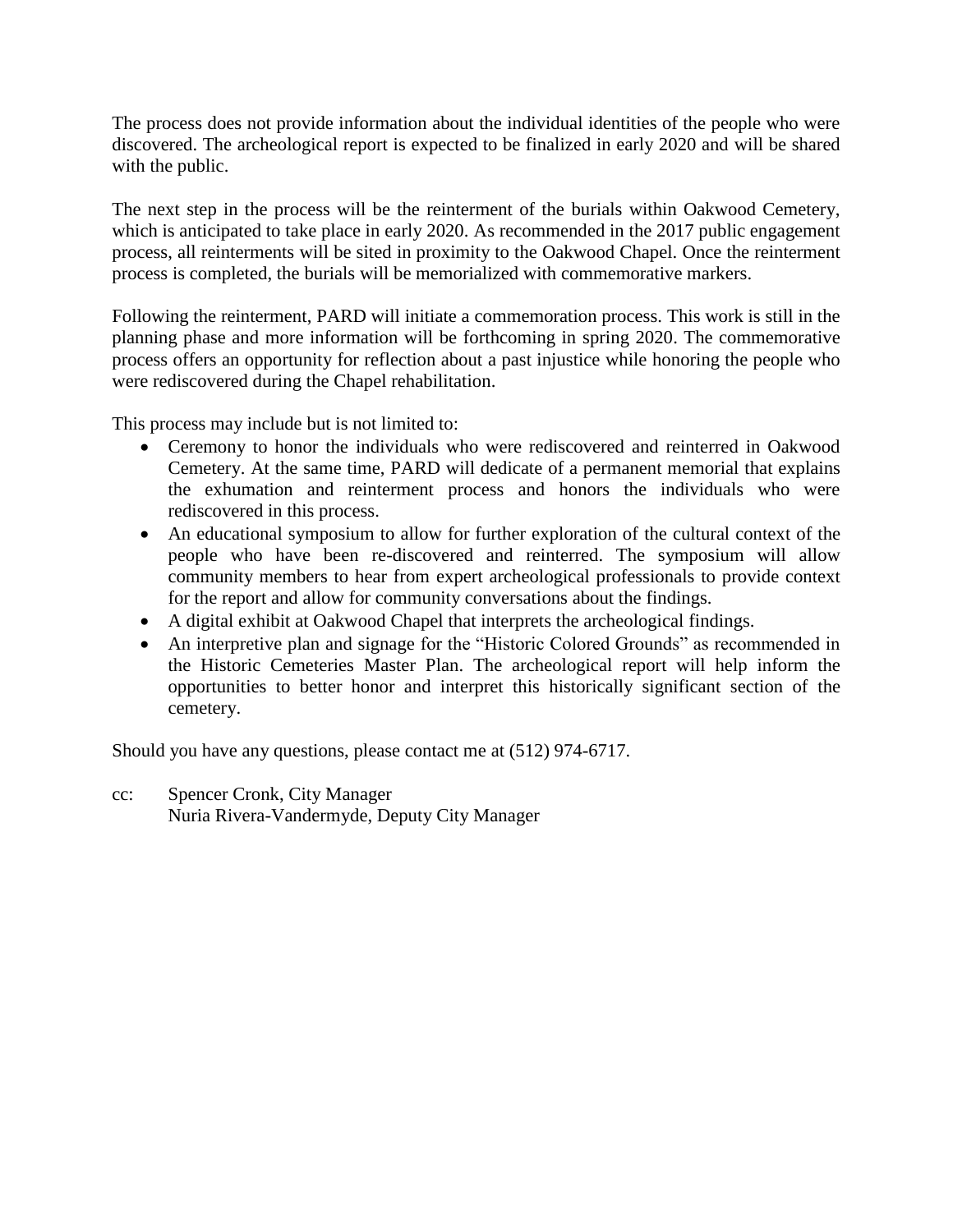The process does not provide information about the individual identities of the people who were discovered. The archeological report is expected to be finalized in early 2020 and will be shared with the public.

The next step in the process will be the reinterment of the burials within Oakwood Cemetery, which is anticipated to take place in early 2020. As recommended in the 2017 public engagement process, all reinterments will be sited in proximity to the Oakwood Chapel. Once the reinterment process is completed, the burials will be memorialized with commemorative markers.

Following the reinterment, PARD will initiate a commemoration process. This work is still in the planning phase and more information will be forthcoming in spring 2020. The commemorative process offers an opportunity for reflection about a past injustice while honoring the people who were rediscovered during the Chapel rehabilitation.

This process may include but is not limited to:

- Ceremony to honor the individuals who were rediscovered and reinterred in Oakwood Cemetery. At the same time, PARD will dedicate of a permanent memorial that explains the exhumation and reinterment process and honors the individuals who were rediscovered in this process.
- An educational symposium to allow for further exploration of the cultural context of the people who have been re-discovered and reinterred. The symposium will allow community members to hear from expert archeological professionals to provide context for the report and allow for community conversations about the findings.
- A digital exhibit at Oakwood Chapel that interprets the archeological findings.
- An interpretive plan and signage for the "Historic Colored Grounds" as recommended in the Historic Cemeteries Master Plan. The archeological report will help inform the opportunities to better honor and interpret this historically significant section of the cemetery.

Should you have any questions, please contact me at (512) 974-6717.

cc: Spencer Cronk, City Manager
Nuria Rivera-Vandermyde, Deputy City Manager